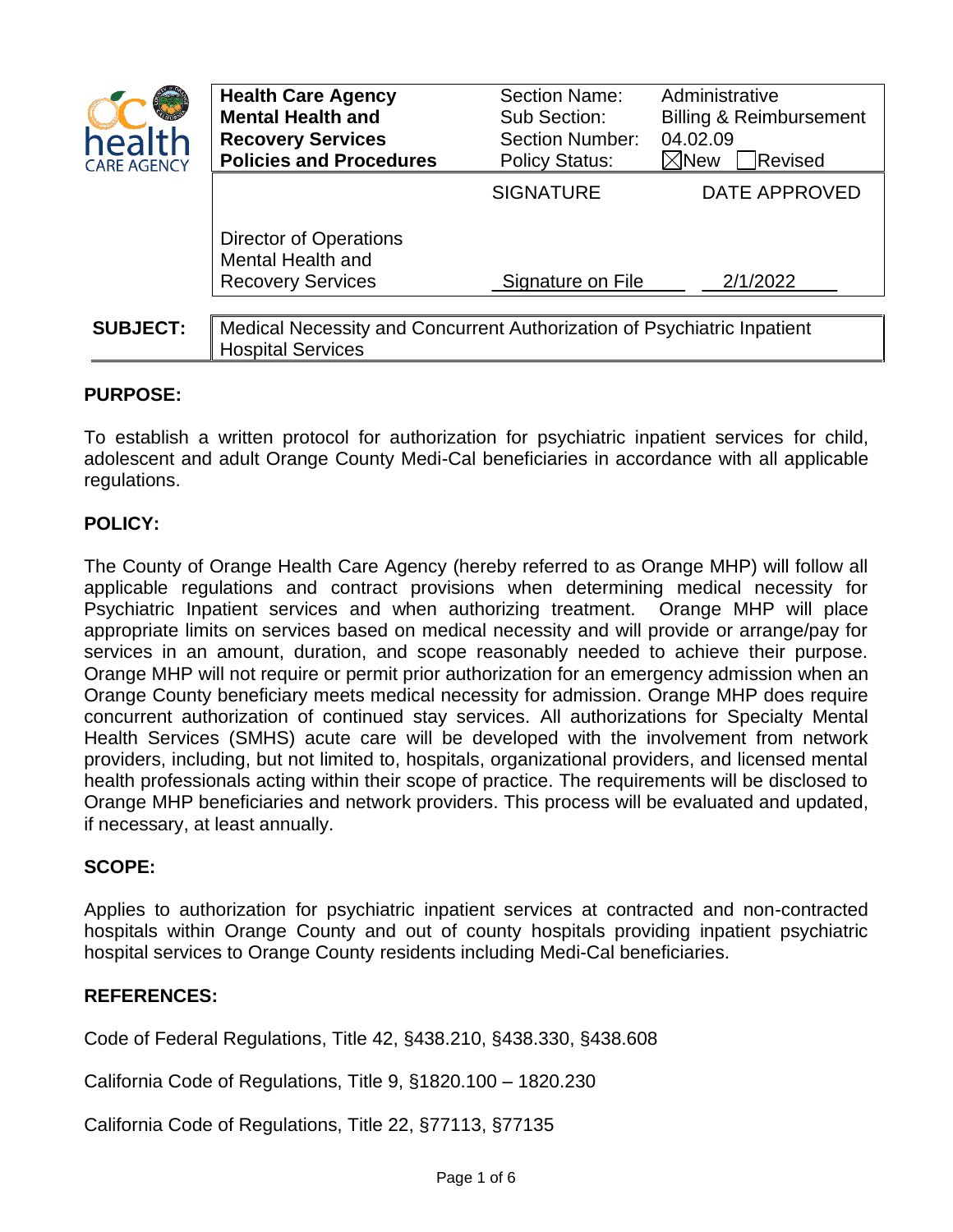| Health Care Agency<br>Mental Health and Recovery Services<br>Policies and Procedures | Section Name:<br>Sub Section:<br>Section Number:<br>Policy Status: | Administrative<br>Billing & Reimbursement<br>04.02.09<br>☒New ☐Revised |
|---|---|---|
| | SIGNATURE | DATE APPROVED |
| Director of Operations<br>Mental Health and Recovery Services | Signature on File | 2/1/2022 |

**SUBJECT:** Medical Necessity and Concurrent Authorization of Psychiatric Inpatient Hospital Services

## PURPOSE:

To establish a written protocol for authorization for psychiatric inpatient services for child, adolescent and adult Orange County Medi-Cal beneficiaries in accordance with all applicable regulations.

## POLICY:

The County of Orange Health Care Agency (hereby referred to as Orange MHP) will follow all applicable regulations and contract provisions when determining medical necessity for Psychiatric Inpatient services and when authorizing treatment. Orange MHP will place appropriate limits on services based on medical necessity and will provide or arrange/pay for services in an amount, duration, and scope reasonably needed to achieve their purpose. Orange MHP will not require or permit prior authorization for an emergency admission when an Orange County beneficiary meets medical necessity for admission. Orange MHP does require concurrent authorization of continued stay services. All authorizations for Specialty Mental Health Services (SMHS) acute care will be developed with the involvement from network providers, including, but not limited to, hospitals, organizational providers, and licensed mental health professionals acting within their scope of practice. The requirements will be disclosed to Orange MHP beneficiaries and network providers. This process will be evaluated and updated, if necessary, at least annually.

## SCOPE:

Applies to authorization for psychiatric inpatient services at contracted and non-contracted hospitals within Orange County and out of county hospitals providing inpatient psychiatric hospital services to Orange County residents including Medi-Cal beneficiaries.

## REFERENCES:

Code of Federal Regulations, Title 42, §438.210, §438.330, §438.608

California Code of Regulations, Title 9, §1820.100 – 1820.230

California Code of Regulations, Title 22, §77113, §77135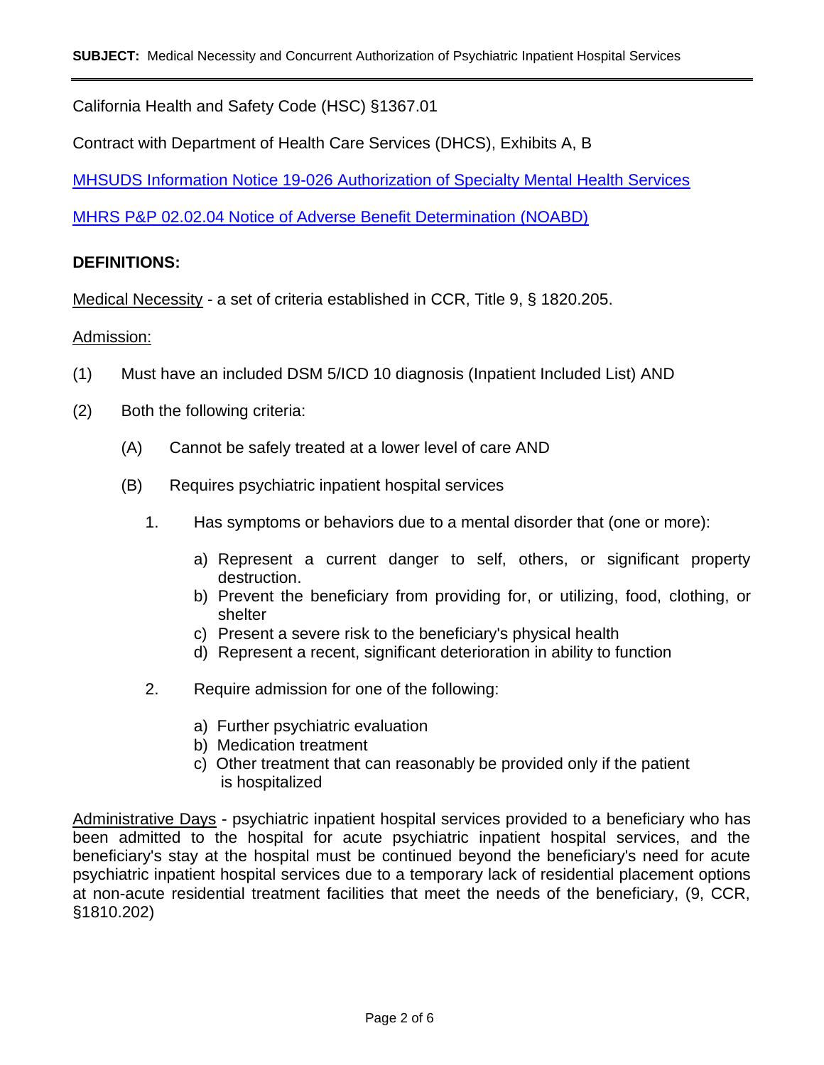California Health and Safety Code (HSC) §1367.01

Contract with Department of Health Care Services (DHCS), Exhibits A, B

[MHSUDS Information Notice 19-026 Authorization of Specialty Mental Health Services]

[MHRS P&P 02.02.04 Notice of Adverse Benefit Determination (NOABD)]

**DEFINITIONS:**

Medical Necessity - a set of criteria established in CCR, Title 9, § 1820.205.

Admission:

(1) Must have an included DSM 5/ICD 10 diagnosis (Inpatient Included List) AND

(2) Both the following criteria:

- (A) Cannot be safely treated at a lower level of care AND
- (B) Requires psychiatric inpatient hospital services
  1. Has symptoms or behaviors due to a mental disorder that (one or more):
     - a) Represent a current danger to self, others, or significant property destruction.
     - b) Prevent the beneficiary from providing for, or utilizing, food, clothing, or shelter
     - c) Present a severe risk to the beneficiary's physical health
     - d) Represent a recent, significant deterioration in ability to function
  2. Require admission for one of the following:
     - a) Further psychiatric evaluation
     - b) Medication treatment
     - c) Other treatment that can reasonably be provided only if the patient is hospitalized

Administrative Days - psychiatric inpatient hospital services provided to a beneficiary who has been admitted to the hospital for acute psychiatric inpatient hospital services, and the beneficiary's stay at the hospital must be continued beyond the beneficiary's need for acute psychiatric inpatient hospital services due to a temporary lack of residential placement options at non-acute residential treatment facilities that meet the needs of the beneficiary, (9, CCR, §1810.202)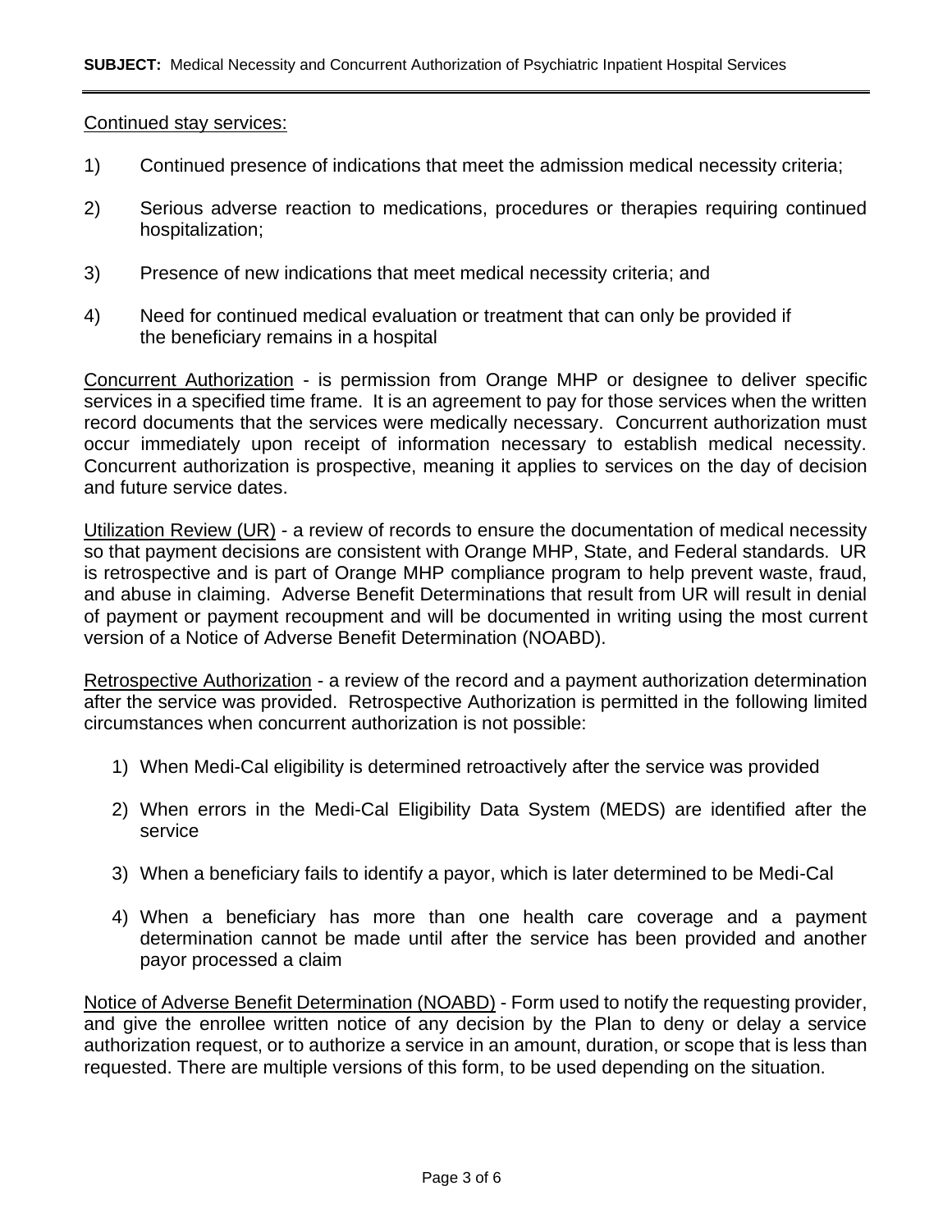Continued stay services:

1) Continued presence of indications that meet the admission medical necessity criteria;

2) Serious adverse reaction to medications, procedures or therapies requiring continued hospitalization;

3) Presence of new indications that meet medical necessity criteria; and

4) Need for continued medical evaluation or treatment that can only be provided if the beneficiary remains in a hospital

Concurrent Authorization - is permission from Orange MHP or designee to deliver specific services in a specified time frame. It is an agreement to pay for those services when the written record documents that the services were medically necessary. Concurrent authorization must occur immediately upon receipt of information necessary to establish medical necessity. Concurrent authorization is prospective, meaning it applies to services on the day of decision and future service dates.

Utilization Review (UR) - a review of records to ensure the documentation of medical necessity so that payment decisions are consistent with Orange MHP, State, and Federal standards. UR is retrospective and is part of Orange MHP compliance program to help prevent waste, fraud, and abuse in claiming. Adverse Benefit Determinations that result from UR will result in denial of payment or payment recoupment and will be documented in writing using the most current version of a Notice of Adverse Benefit Determination (NOABD).

Retrospective Authorization - a review of the record and a payment authorization determination after the service was provided. Retrospective Authorization is permitted in the following limited circumstances when concurrent authorization is not possible:

1) When Medi-Cal eligibility is determined retroactively after the service was provided

2) When errors in the Medi-Cal Eligibility Data System (MEDS) are identified after the service

3) When a beneficiary fails to identify a payor, which is later determined to be Medi-Cal

4) When a beneficiary has more than one health care coverage and a payment determination cannot be made until after the service has been provided and another payor processed a claim

Notice of Adverse Benefit Determination (NOABD) - Form used to notify the requesting provider, and give the enrollee written notice of any decision by the Plan to deny or delay a service authorization request, or to authorize a service in an amount, duration, or scope that is less than requested. There are multiple versions of this form, to be used depending on the situation.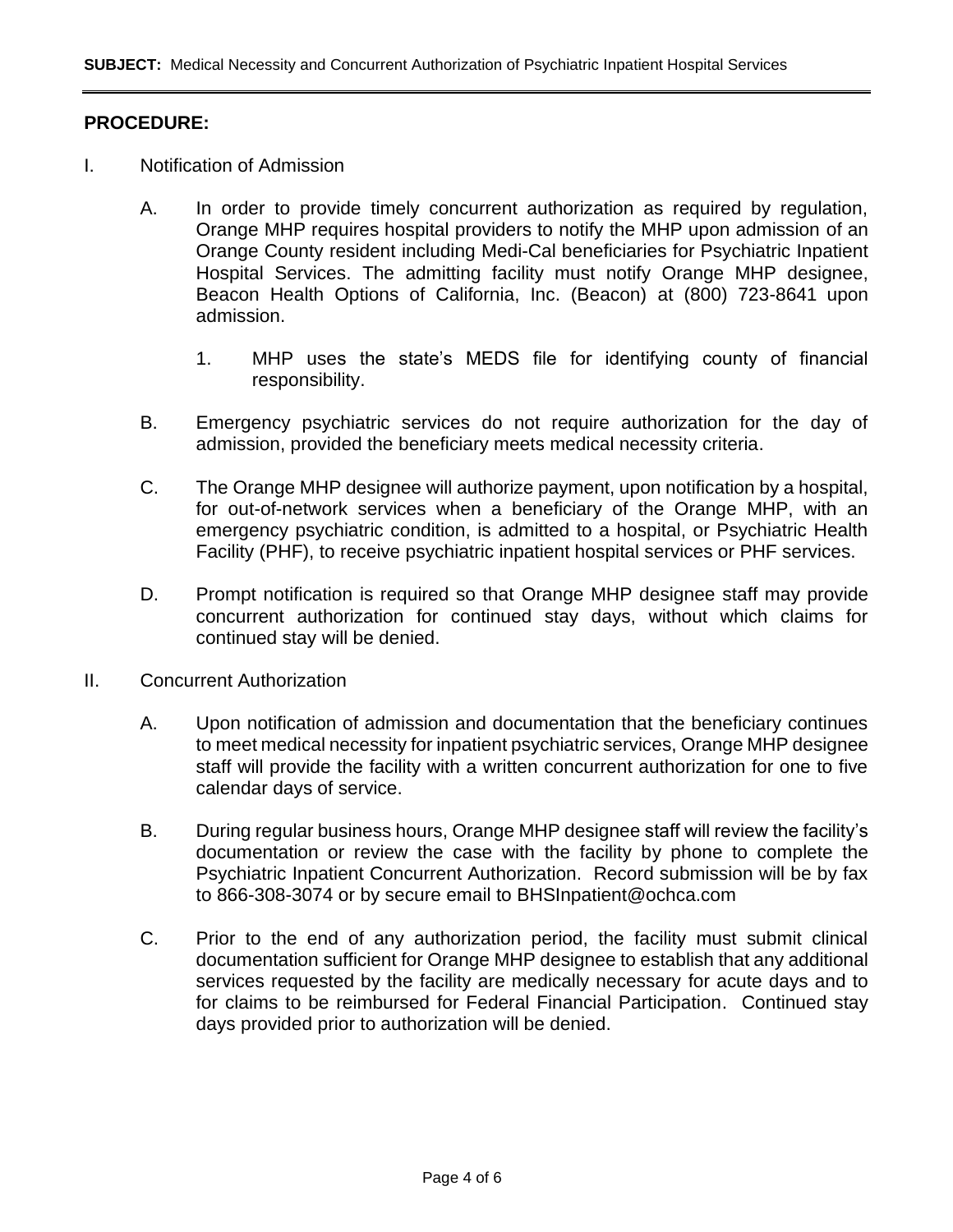**SUBJECT:** Medical Necessity and Concurrent Authorization of Psychiatric Inpatient Hospital Services

## PROCEDURE:

I. Notification of Admission

A. In order to provide timely concurrent authorization as required by regulation, Orange MHP requires hospital providers to notify the MHP upon admission of an Orange County resident including Medi-Cal beneficiaries for Psychiatric Inpatient Hospital Services. The admitting facility must notify Orange MHP designee, Beacon Health Options of California, Inc. (Beacon) at (800) 723-8641 upon admission.

1. MHP uses the state's MEDS file for identifying county of financial responsibility.

B. Emergency psychiatric services do not require authorization for the day of admission, provided the beneficiary meets medical necessity criteria.

C. The Orange MHP designee will authorize payment, upon notification by a hospital, for out-of-network services when a beneficiary of the Orange MHP, with an emergency psychiatric condition, is admitted to a hospital, or Psychiatric Health Facility (PHF), to receive psychiatric inpatient hospital services or PHF services.

D. Prompt notification is required so that Orange MHP designee staff may provide concurrent authorization for continued stay days, without which claims for continued stay will be denied.

II. Concurrent Authorization

A. Upon notification of admission and documentation that the beneficiary continues to meet medical necessity for inpatient psychiatric services, Orange MHP designee staff will provide the facility with a written concurrent authorization for one to five calendar days of service.

B. During regular business hours, Orange MHP designee staff will review the facility's documentation or review the case with the facility by phone to complete the Psychiatric Inpatient Concurrent Authorization. Record submission will be by fax to 866-308-3074 or by secure email to BHSInpatient@ochca.com

C. Prior to the end of any authorization period, the facility must submit clinical documentation sufficient for Orange MHP designee to establish that any additional services requested by the facility are medically necessary for acute days and to for claims to be reimbursed for Federal Financial Participation. Continued stay days provided prior to authorization will be denied.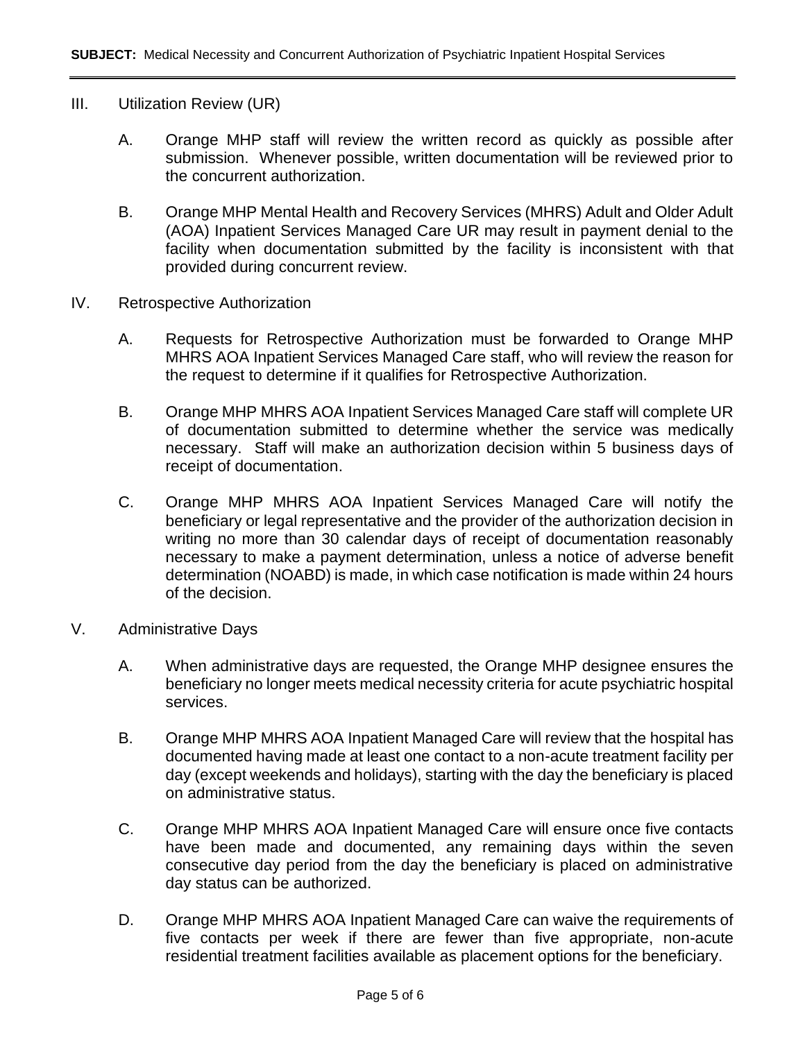III. Utilization Review (UR)

A. Orange MHP staff will review the written record as quickly as possible after submission. Whenever possible, written documentation will be reviewed prior to the concurrent authorization.

B. Orange MHP Mental Health and Recovery Services (MHRS) Adult and Older Adult (AOA) Inpatient Services Managed Care UR may result in payment denial to the facility when documentation submitted by the facility is inconsistent with that provided during concurrent review.

IV. Retrospective Authorization

A. Requests for Retrospective Authorization must be forwarded to Orange MHP MHRS AOA Inpatient Services Managed Care staff, who will review the reason for the request to determine if it qualifies for Retrospective Authorization.

B. Orange MHP MHRS AOA Inpatient Services Managed Care staff will complete UR of documentation submitted to determine whether the service was medically necessary. Staff will make an authorization decision within 5 business days of receipt of documentation.

C. Orange MHP MHRS AOA Inpatient Services Managed Care will notify the beneficiary or legal representative and the provider of the authorization decision in writing no more than 30 calendar days of receipt of documentation reasonably necessary to make a payment determination, unless a notice of adverse benefit determination (NOABD) is made, in which case notification is made within 24 hours of the decision.

V. Administrative Days

A. When administrative days are requested, the Orange MHP designee ensures the beneficiary no longer meets medical necessity criteria for acute psychiatric hospital services.

B. Orange MHP MHRS AOA Inpatient Managed Care will review that the hospital has documented having made at least one contact to a non-acute treatment facility per day (except weekends and holidays), starting with the day the beneficiary is placed on administrative status.

C. Orange MHP MHRS AOA Inpatient Managed Care will ensure once five contacts have been made and documented, any remaining days within the seven consecutive day period from the day the beneficiary is placed on administrative day status can be authorized.

D. Orange MHP MHRS AOA Inpatient Managed Care can waive the requirements of five contacts per week if there are fewer than five appropriate, non-acute residential treatment facilities available as placement options for the beneficiary.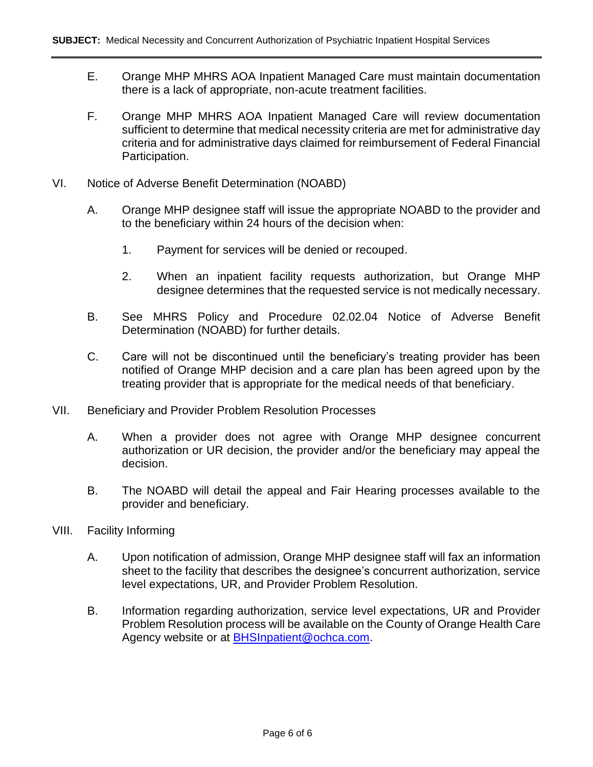E. Orange MHP MHRS AOA Inpatient Managed Care must maintain documentation there is a lack of appropriate, non-acute treatment facilities.

F. Orange MHP MHRS AOA Inpatient Managed Care will review documentation sufficient to determine that medical necessity criteria are met for administrative day criteria and for administrative days claimed for reimbursement of Federal Financial Participation.

VI. Notice of Adverse Benefit Determination (NOABD)

A. Orange MHP designee staff will issue the appropriate NOABD to the provider and to the beneficiary within 24 hours of the decision when:

1. Payment for services will be denied or recouped.

2. When an inpatient facility requests authorization, but Orange MHP designee determines that the requested service is not medically necessary.

B. See MHRS Policy and Procedure 02.02.04 Notice of Adverse Benefit Determination (NOABD) for further details.

C. Care will not be discontinued until the beneficiary's treating provider has been notified of Orange MHP decision and a care plan has been agreed upon by the treating provider that is appropriate for the medical needs of that beneficiary.

VII. Beneficiary and Provider Problem Resolution Processes

A. When a provider does not agree with Orange MHP designee concurrent authorization or UR decision, the provider and/or the beneficiary may appeal the decision.

B. The NOABD will detail the appeal and Fair Hearing processes available to the provider and beneficiary.

VIII. Facility Informing

A. Upon notification of admission, Orange MHP designee staff will fax an information sheet to the facility that describes the designee's concurrent authorization, service level expectations, UR, and Provider Problem Resolution.

B. Information regarding authorization, service level expectations, UR and Provider Problem Resolution process will be available on the County of Orange Health Care Agency website or at BHSInpatient@ochca.com.